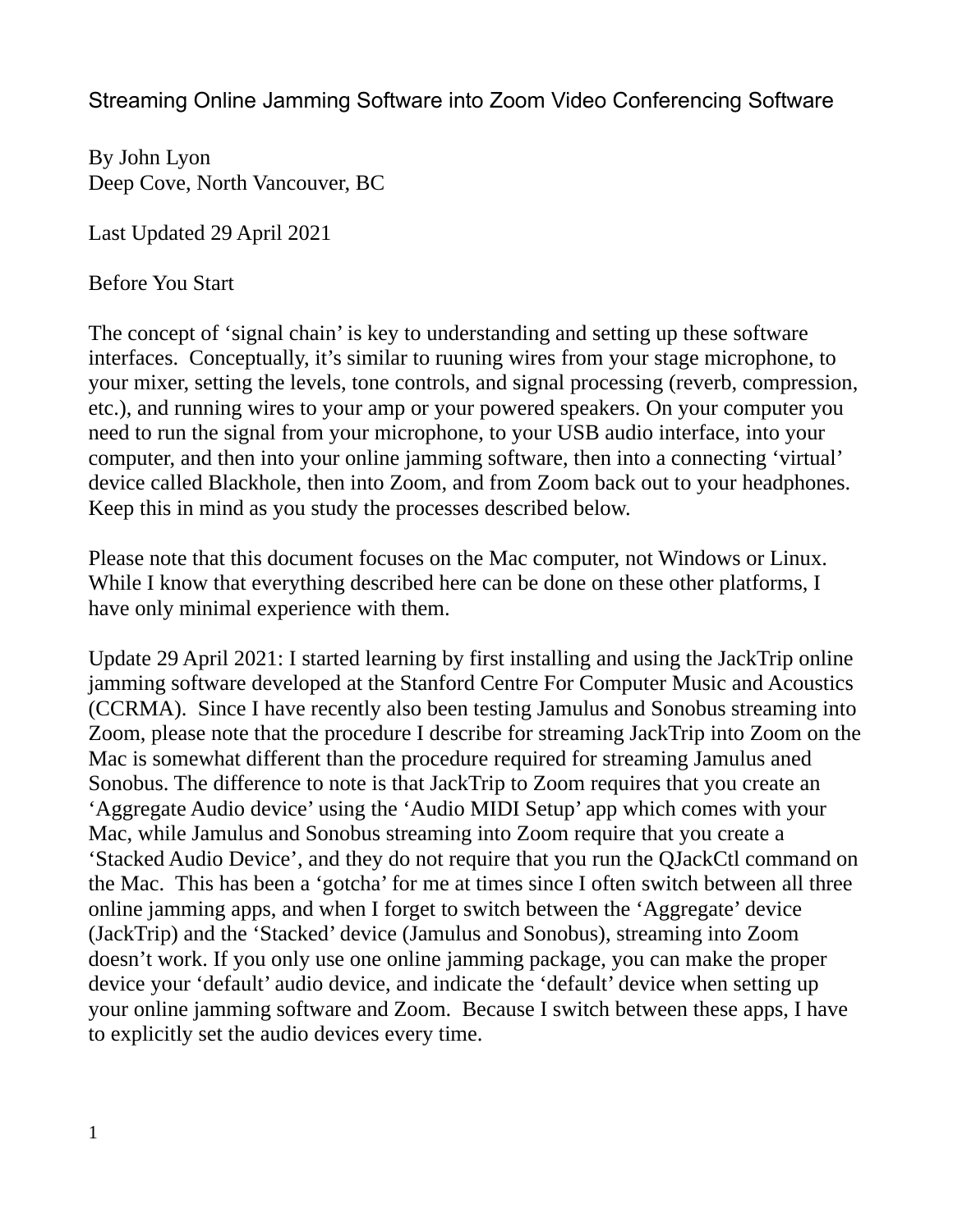# Streaming Online Jamming Software into Zoom Video Conferencing Software

By John Lyon
Deep Cove, North Vancouver, BC

Last Updated 29 April 2021

## Before You Start

The concept of 'signal chain' is key to understanding and setting up these software interfaces. Conceptually, it's similar to ruuning wires from your stage microphone, to your mixer, setting the levels, tone controls, and signal processing (reverb, compression, etc.), and running wires to your amp or your powered speakers. On your computer you need to run the signal from your microphone, to your USB audio interface, into your computer, and then into your online jamming software, then into a connecting 'virtual' device called Blackhole, then into Zoom, and from Zoom back out to your headphones. Keep this in mind as you study the processes described below.

Please note that this document focuses on the Mac computer, not Windows or Linux. While I know that everything described here can be done on these other platforms, I have only minimal experience with them.

Update 29 April 2021: I started learning by first installing and using the JackTrip online jamming software developed at the Stanford Centre For Computer Music and Acoustics (CCRMA). Since I have recently also been testing Jamulus and Sonobus streaming into Zoom, please note that the procedure I describe for streaming JackTrip into Zoom on the Mac is somewhat different than the procedure required for streaming Jamulus aned Sonobus. The difference to note is that JackTrip to Zoom requires that you create an 'Aggregate Audio device' using the 'Audio MIDI Setup' app which comes with your Mac, while Jamulus and Sonobus streaming into Zoom require that you create a 'Stacked Audio Device', and they do not require that you run the QJackCtl command on the Mac. This has been a 'gotcha' for me at times since I often switch between all three online jamming apps, and when I forget to switch between the 'Aggregate' device (JackTrip) and the 'Stacked' device (Jamulus and Sonobus), streaming into Zoom doesn't work. If you only use one online jamming package, you can make the proper device your 'default' audio device, and indicate the 'default' device when setting up your online jamming software and Zoom. Because I switch between these apps, I have to explicitly set the audio devices every time.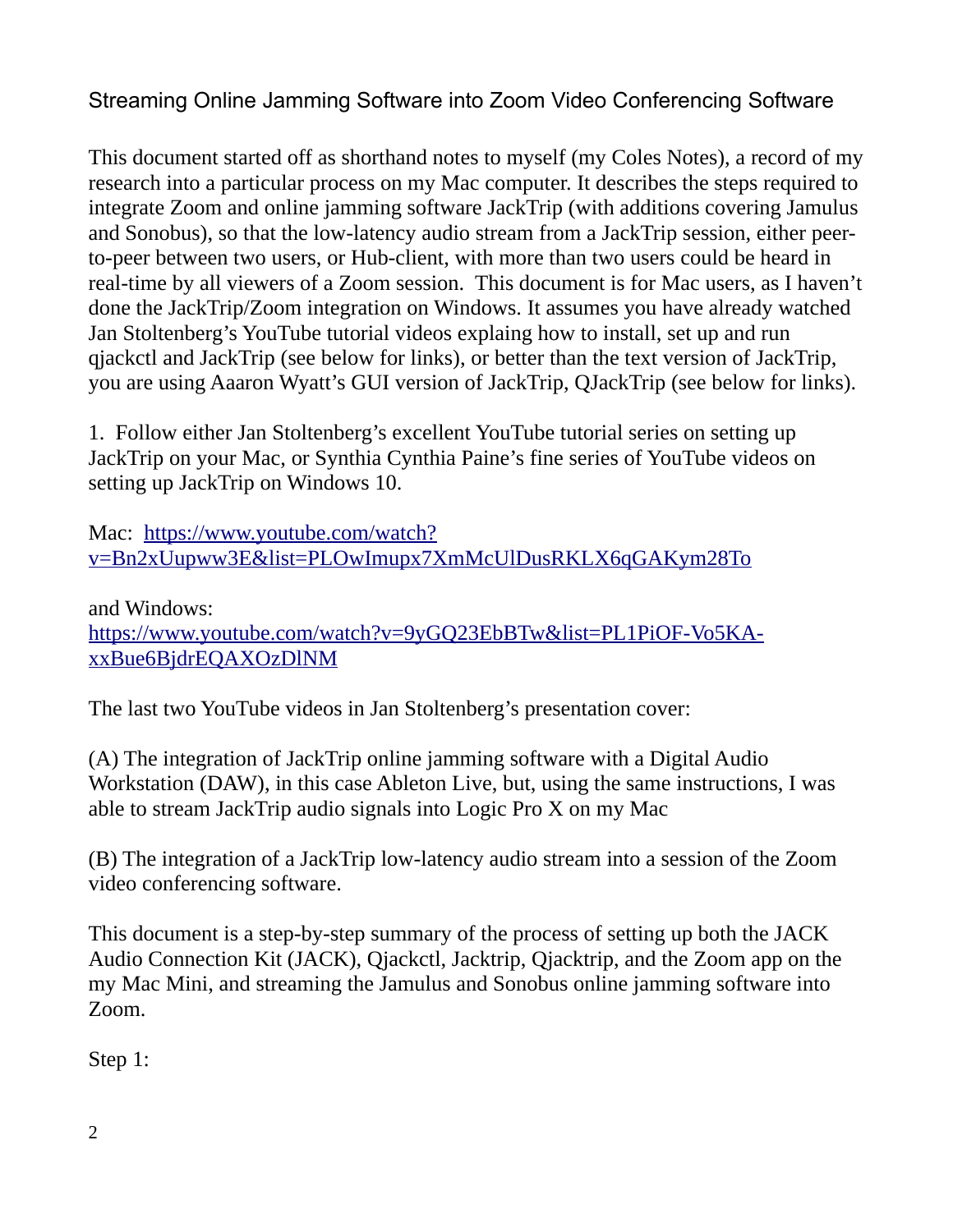# Streaming Online Jamming Software into Zoom Video Conferencing Software

This document started off as shorthand notes to myself (my Coles Notes), a record of my research into a particular process on my Mac computer. It describes the steps required to integrate Zoom and online jamming software JackTrip (with additions covering Jamulus and Sonobus), so that the low-latency audio stream from a JackTrip session, either peer-to-peer between two users, or Hub-client, with more than two users could be heard in real-time by all viewers of a Zoom session. This document is for Mac users, as I haven't done the JackTrip/Zoom integration on Windows. It assumes you have already watched Jan Stoltenberg's YouTube tutorial videos explaging how to install, set up and run qjackctl and JackTrip (see below for links), or better than the text version of JackTrip, you are using Aaaron Wyatt's GUI version of JackTrip, QJackTrip (see below for links).

1. Follow either Jan Stoltenberg's excellent YouTube tutorial series on setting up JackTrip on your Mac, or Synthia Cynthia Paine's fine series of YouTube videos on setting up JackTrip on Windows 10.

Mac: [https://www.youtube.com/watch?v=Bn2xUupww3E&list=PLOwImupx7XmMcUlDusRKLX6qGAKym28To](https://www.youtube.com/watch?v=Bn2xUupww3E&list=PLOwImupx7XmMcUlDusRKLX6qGAKym28To)

and Windows: [https://www.youtube.com/watch?v=9yGQ23EbBTw&list=PL1PiOF-Vo5KA-xxBue6BjdrEQAXOzDlNM](https://www.youtube.com/watch?v=9yGQ23EbBTw&list=PL1PiOF-Vo5KA-xxBue6BjdrEQAXOzDlNM)

The last two YouTube videos in Jan Stoltenberg's presentation cover:

(A) The integration of JackTrip online jamming software with a Digital Audio Workstation (DAW), in this case Ableton Live, but, using the same instructions, I was able to stream JackTrip audio signals into Logic Pro X on my Mac

(B) The integration of a JackTrip low-latency audio stream into a session of the Zoom video conferencing software.

This document is a step-by-step summary of the process of setting up both the JACK Audio Connection Kit (JACK), Qjackctl, Jacktrip, Qjacktrip, and the Zoom app on the my Mac Mini, and streaming the Jamulus and Sonobus online jamming software into Zoom.

Step 1: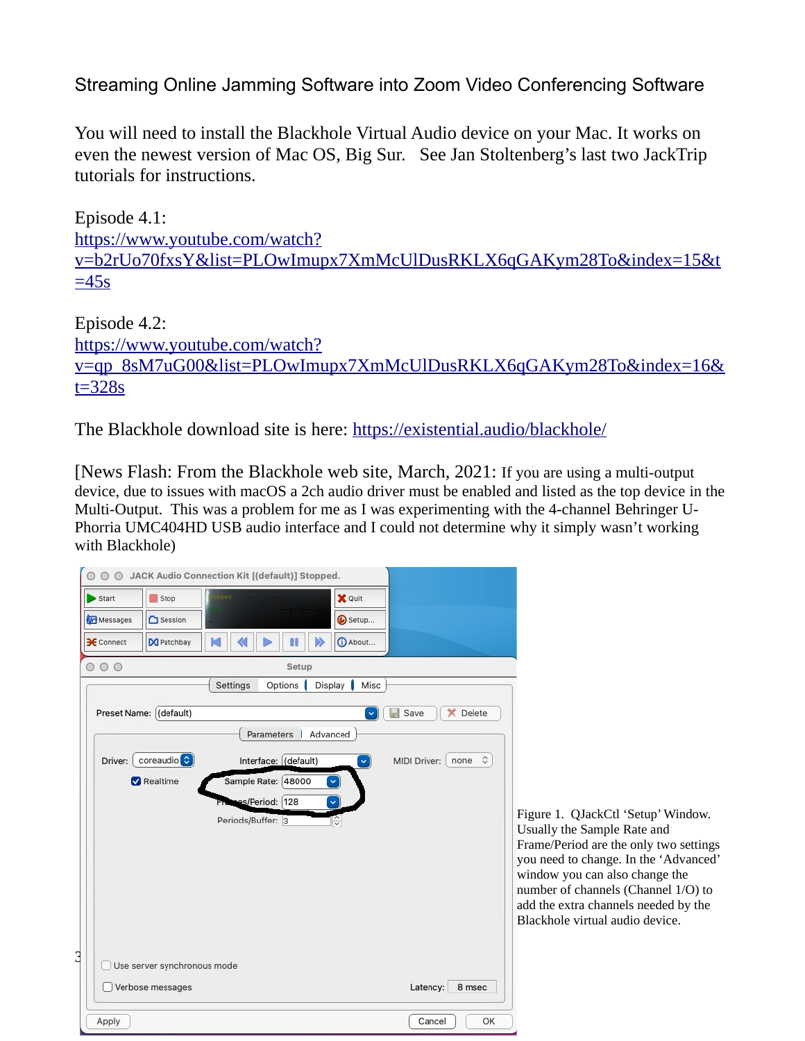Streaming Online Jamming Software into Zoom Video Conferencing Software

You will need to install the Blackhole Virtual Audio device on your Mac. It works on even the newest version of Mac OS, Big Sur. See Jan Stoltenberg's last two JackTrip tutorials for instructions.

Episode 4.1:
https://www.youtube.com/watch?v=b2rUo70fxsY&list=PLOwImupx7XmMcUlDusRKLX6qGAKym28To&index=15&t=45s

Episode 4.2:
https://www.youtube.com/watch?v=qp_8sM7uG00&list=PLOwImupx7XmMcUlDusRKLX6qGAKym28To&index=16&t=328s

The Blackhole download site is here: https://existential.audio/blackhole/

[News Flash: From the Blackhole web site, March, 2021: If you are using a multi-output device, due to issues with macOS a 2ch audio driver must be enabled and listed as the top device in the Multi-Output. This was a problem for me as I was experimenting with the 4-channel Behringer U-Phorria UMC404HD USB audio interface and I could not determine why it simply wasn't working with Blackhole)

Figure 1. QJackCtl 'Setup' Window. Usually the Sample Rate and Frame/Period are the only two settings you need to change. In the 'Advanced' window you can also change the number of channels (Channel I/O) to add the extra channels needed by the Blackhole virtual audio device.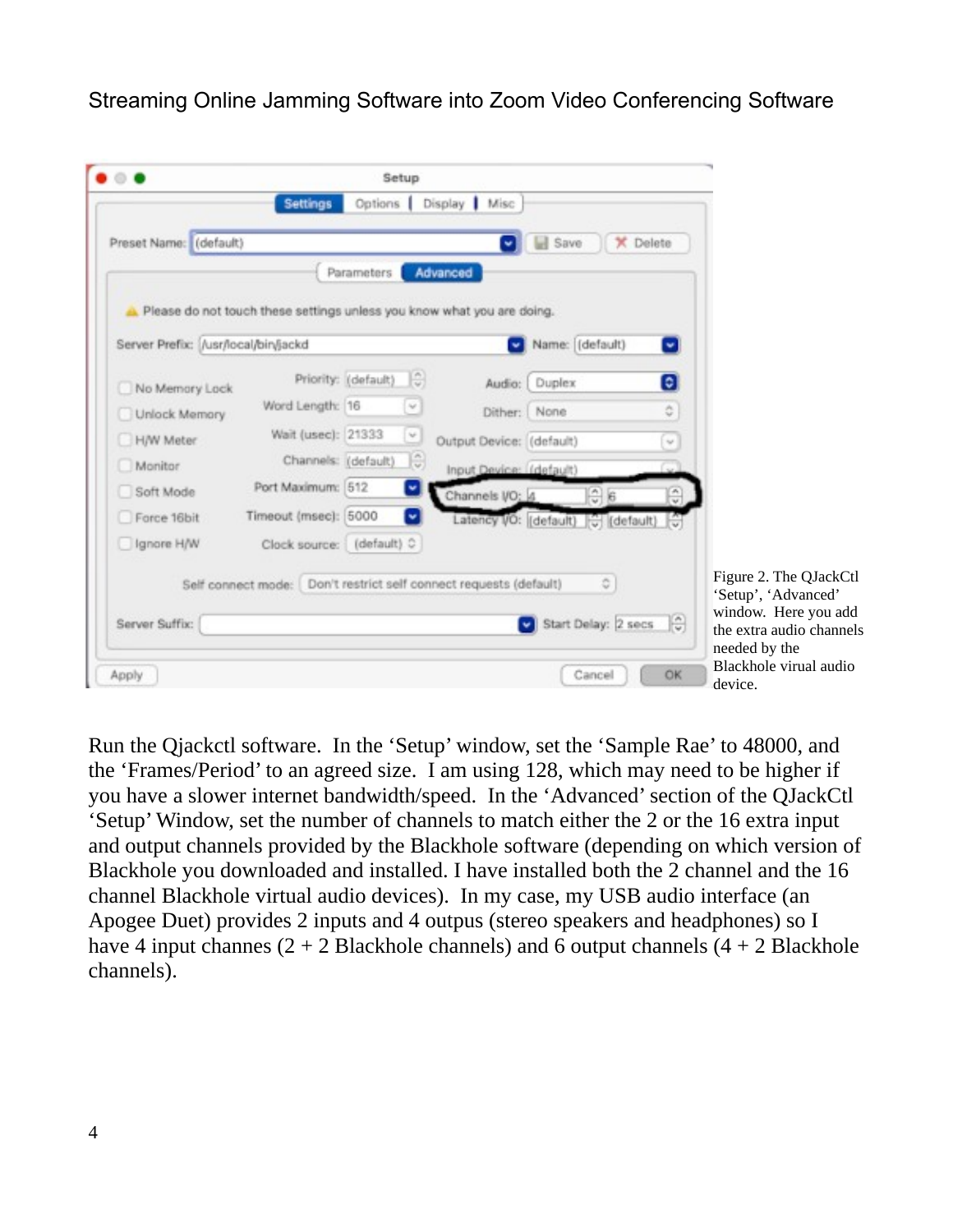Streaming Online Jamming Software into Zoom Video Conferencing Software

Figure 2. The QJackCtl 'Setup', 'Advanced' window. Here you add the extra audio channels needed by the Blackhole virual audio device.

Run the Qjackctl software. In the 'Setup' window, set the 'Sample Rae' to 48000, and the 'Frames/Period' to an agreed size. I am using 128, which may need to be higher if you have a slower internet bandwidth/speed. In the 'Advanced' section of the QJackCtl 'Setup' Window, set the number of channels to match either the 2 or the 16 extra input and output channels provided by the Blackhole software (depending on which version of Blackhole you downloaded and installed. I have installed both the 2 channel and the 16 channel Blackhole virtual audio devices). In my case, my USB audio interface (an Apogee Duet) provides 2 inputs and 4 outpus (stereo speakers and headphones) so I have 4 input channes (2 + 2 Blackhole channels) and 6 output channels (4 + 2 Blackhole channels).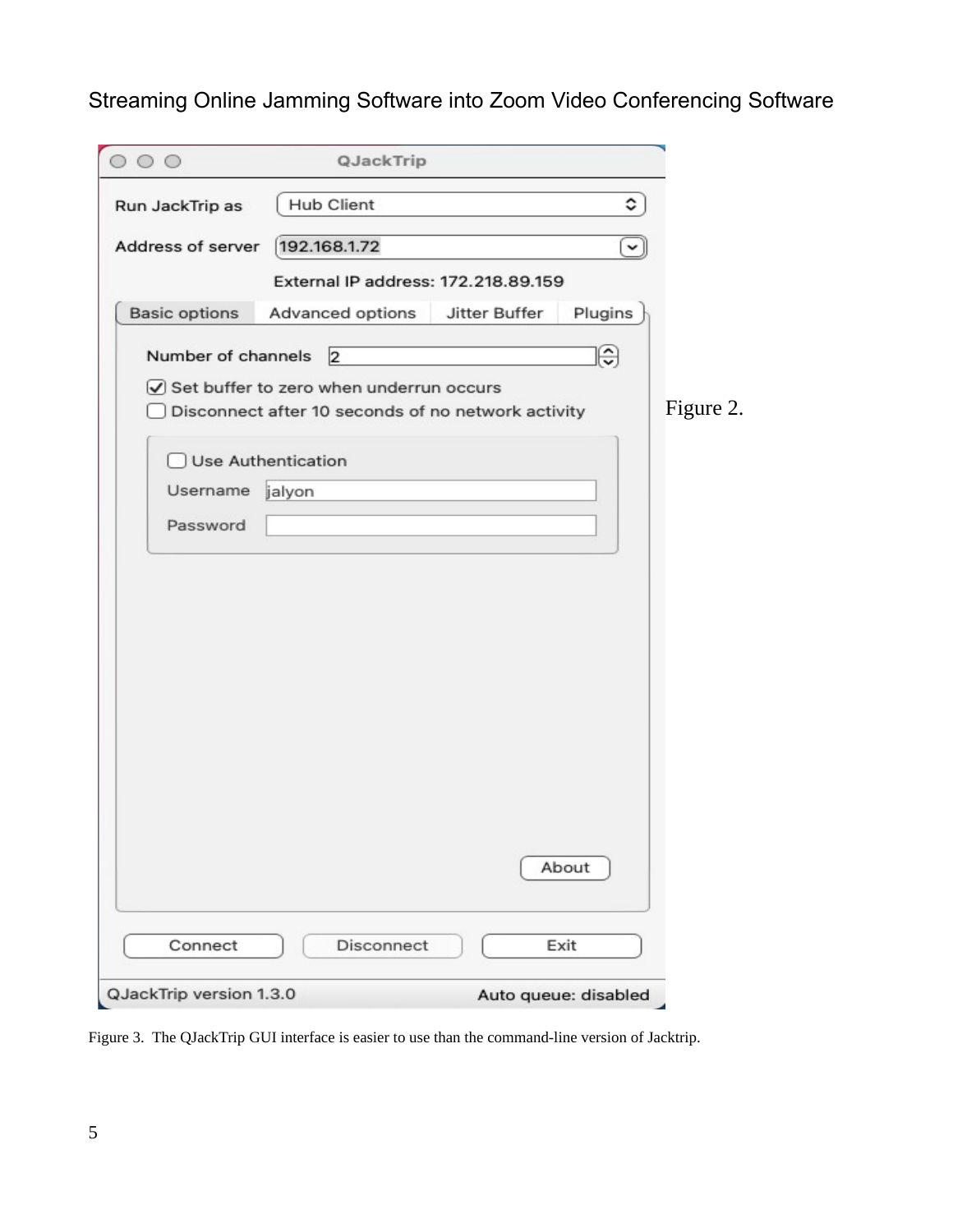Figure 2.

Figure 3. The QJackTrip GUI interface is easier to use than the command-line version of Jacktrip.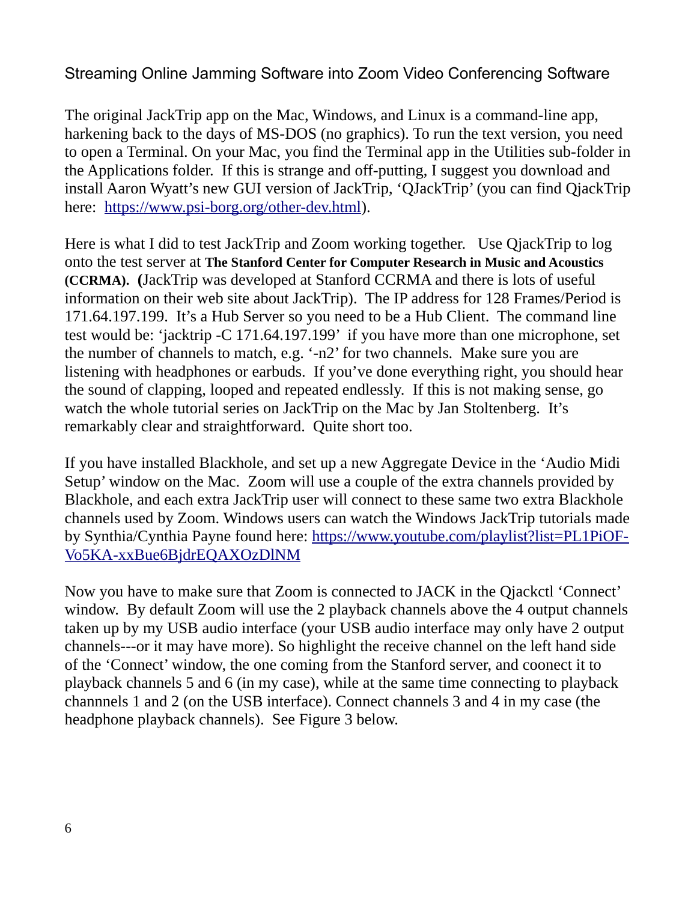## Streaming Online Jamming Software into Zoom Video Conferencing Software

The original JackTrip app on the Mac, Windows, and Linux is a command-line app, harkening back to the days of MS-DOS (no graphics). To run the text version, you need to open a Terminal. On your Mac, you find the Terminal app in the Utilities sub-folder in the Applications folder. If this is strange and off-putting, I suggest you download and install Aaron Wyatt's new GUI version of JackTrip, 'QJackTrip' (you can find QjackTrip here: [https://www.psi-borg.org/other-dev.html](https://www.psi-borg.org/other-dev.html)).

Here is what I did to test JackTrip and Zoom working together. Use QjackTrip to log onto the test server at **The Stanford Center for Computer Research in Music and Acoustics (CCRMA). (**JackTrip was developed at Stanford CCRMA and there is lots of useful information on their web site about JackTrip). The IP address for 128 Frames/Period is 171.64.197.199. It's a Hub Server so you need to be a Hub Client. The command line test would be: 'jacktrip -C 171.64.197.199' if you have more than one microphone, set the number of channels to match, e.g. '-n2' for two channels. Make sure you are listening with headphones or earbuds. If you've done everything right, you should hear the sound of clapping, looped and repeated endlessly. If this is not making sense, go watch the whole tutorial series on JackTrip on the Mac by Jan Stoltenberg. It's remarkably clear and straightforward. Quite short too.

If you have installed Blackhole, and set up a new Aggregate Device in the 'Audio Midi Setup' window on the Mac. Zoom will use a couple of the extra channels provided by Blackhole, and each extra JackTrip user will connect to these same two extra Blackhole channels used by Zoom. Windows users can watch the Windows JackTrip tutorials made by Synthia/Cynthia Payne found here: [https://www.youtube.com/playlist?list=PL1PiOF-Vo5KA-xxBue6BjdrEQAXOzDlNM](https://www.youtube.com/playlist?list=PL1PiOF-Vo5KA-xxBue6BjdrEQAXOzDlNM)

Now you have to make sure that Zoom is connected to JACK in the Qjackctl 'Connect' window. By default Zoom will use the 2 playback channels above the 4 output channels taken up by my USB audio interface (your USB audio interface may only have 2 output channels---or it may have more). So highlight the receive channel on the left hand side of the 'Connect' window, the one coming from the Stanford server, and coonect it to playback channels 5 and 6 (in my case), while at the same time connecting to playback channnels 1 and 2 (on the USB interface). Connect channels 3 and 4 in my case (the headphone playback channels). See Figure 3 below.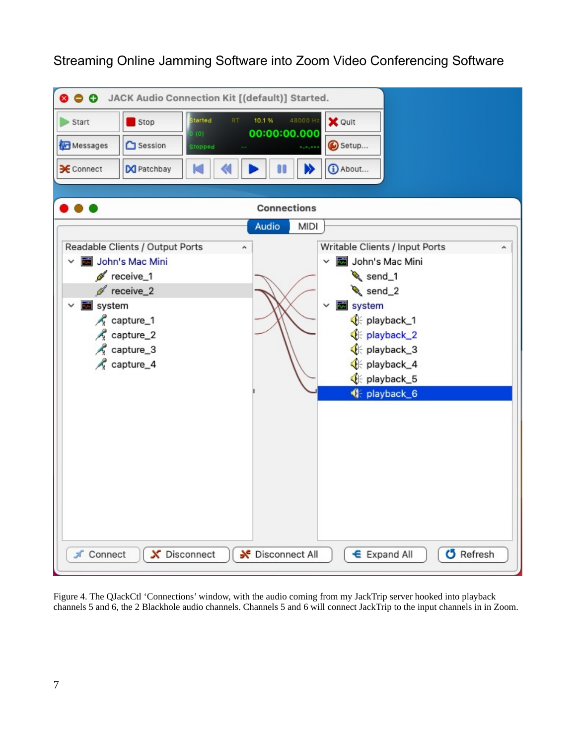Streaming Online Jamming Software into Zoom Video Conferencing Software

Figure 4. The QJackCtl ‘Connections’ window, with the audio coming from my JackTrip server hooked into playback channels 5 and 6, the 2 Blackhole audio channels. Channels 5 and 6 will connect JackTrip to the input channels in in Zoom.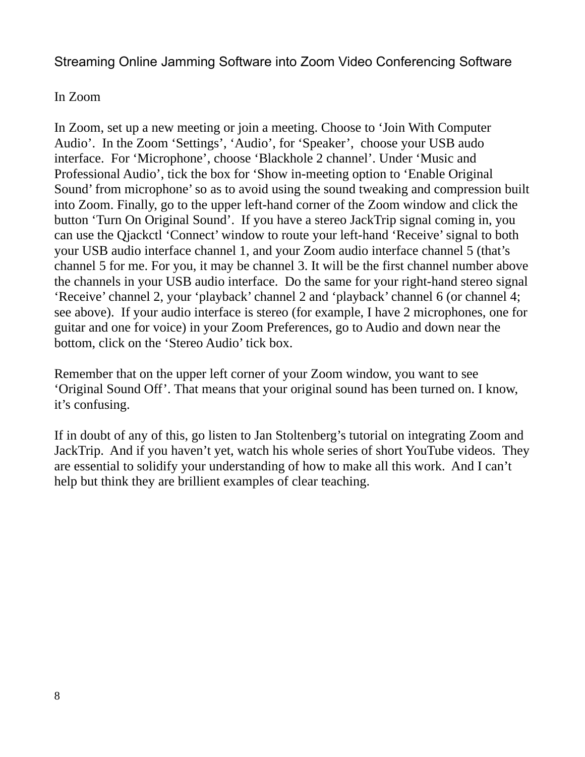## Streaming Online Jamming Software into Zoom Video Conferencing Software

In Zoom

In Zoom, set up a new meeting or join a meeting. Choose to 'Join With Computer Audio'. In the Zoom 'Settings', 'Audio', for 'Speaker', choose your USB audo interface. For 'Microphone', choose 'Blackhole 2 channel'. Under 'Music and Professional Audio', tick the box for 'Show in-meeting option to 'Enable Original Sound' from microphone' so as to avoid using the sound tweaking and compression built into Zoom. Finally, go to the upper left-hand corner of the Zoom window and click the button 'Turn On Original Sound'. If you have a stereo JackTrip signal coming in, you can use the Qjackctl 'Connect' window to route your left-hand 'Receive' signal to both your USB audio interface channel 1, and your Zoom audio interface channel 5 (that's channel 5 for me. For you, it may be channel 3. It will be the first channel number above the channels in your USB audio interface. Do the same for your right-hand stereo signal 'Receive' channel 2, your 'playback' channel 2 and 'playback' channel 6 (or channel 4; see above). If your audio interface is stereo (for example, I have 2 microphones, one for guitar and one for voice) in your Zoom Preferences, go to Audio and down near the bottom, click on the 'Stereo Audio' tick box.

Remember that on the upper left corner of your Zoom window, you want to see 'Original Sound Off'. That means that your original sound has been turned on. I know, it's confusing.

If in doubt of any of this, go listen to Jan Stoltenberg's tutorial on integrating Zoom and JackTrip. And if you haven't yet, watch his whole series of short YouTube videos. They are essential to solidify your understanding of how to make all this work. And I can't help but think they are brillient examples of clear teaching.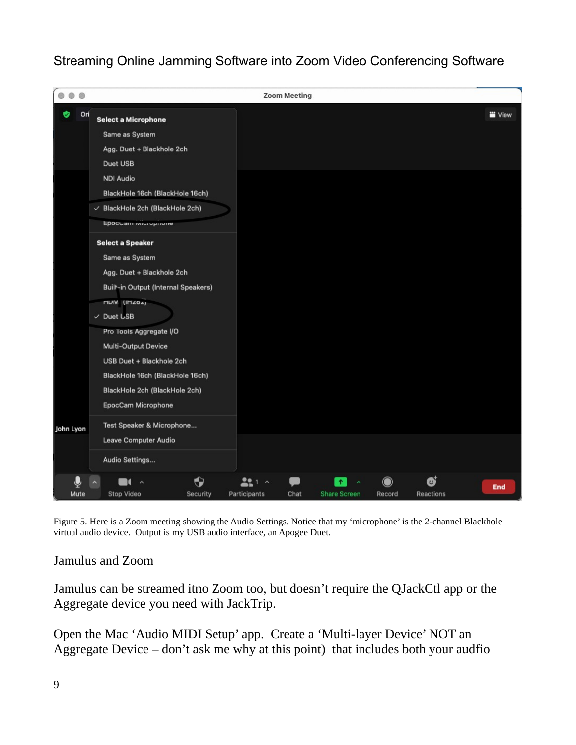Streaming Online Jamming Software into Zoom Video Conferencing Software

Figure 5. Here is a Zoom meeting showing the Audio Settings. Notice that my 'microphone' is the 2-channel Blackhole virtual audio device. Output is my USB audio interface, an Apogee Duet.

Jamulus and Zoom

Jamulus can be streamed itno Zoom too, but doesn't require the QJackCtl app or the Aggregate device you need with JackTrip.

Open the Mac 'Audio MIDI Setup' app. Create a 'Multi-layer Device' NOT an Aggregate Device – don't ask me why at this point) that includes both your audfio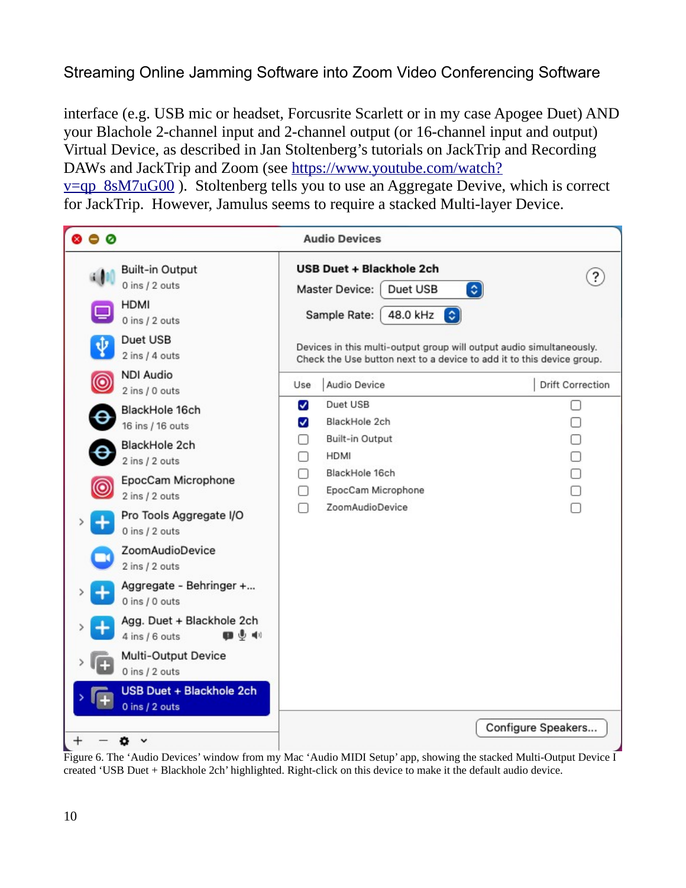interface (e.g. USB mic or headset, Forcusrite Scarlett or in my case Apogee Duet) AND your Blachole 2-channel input and 2-channel output (or 16-channel input and output) Virtual Device, as described in Jan Stoltenberg's tutorials on JackTrip and Recording DAWs and JackTrip and Zoom (see https://www.youtube.com/watch?v=qp_8sM7uG00 ). Stoltenberg tells you to use an Aggregate Devive, which is correct for JackTrip. However, Jamulus seems to require a stacked Multi-layer Device.

Figure 6. The 'Audio Devices' window from my Mac 'Audio MIDI Setup' app, showing the stacked Multi-Output Device I created 'USB Duet + Blackhole 2ch' highlighted. Right-click on this device to make it the default audio device.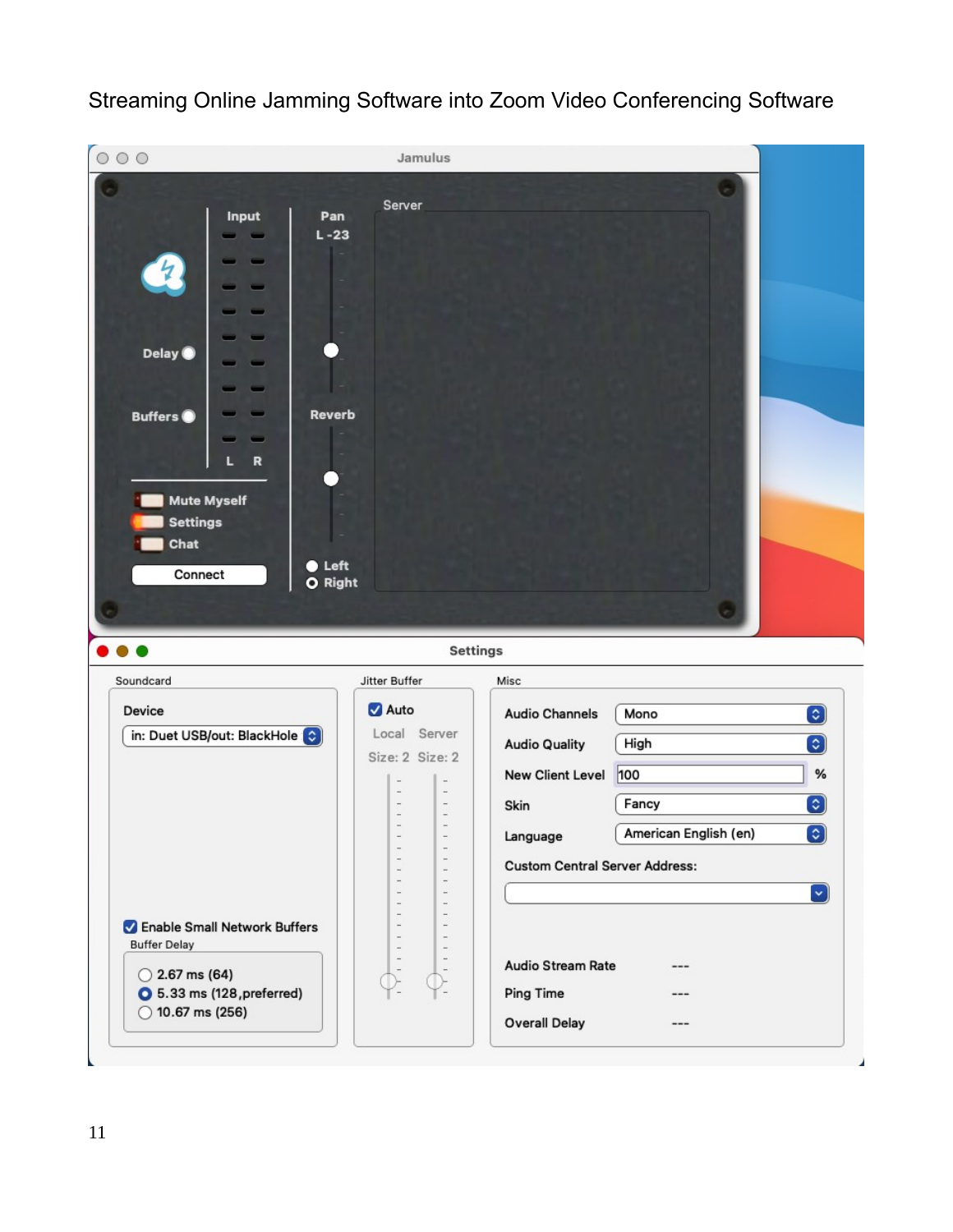Streaming Online Jamming Software into Zoom Video Conferencing Software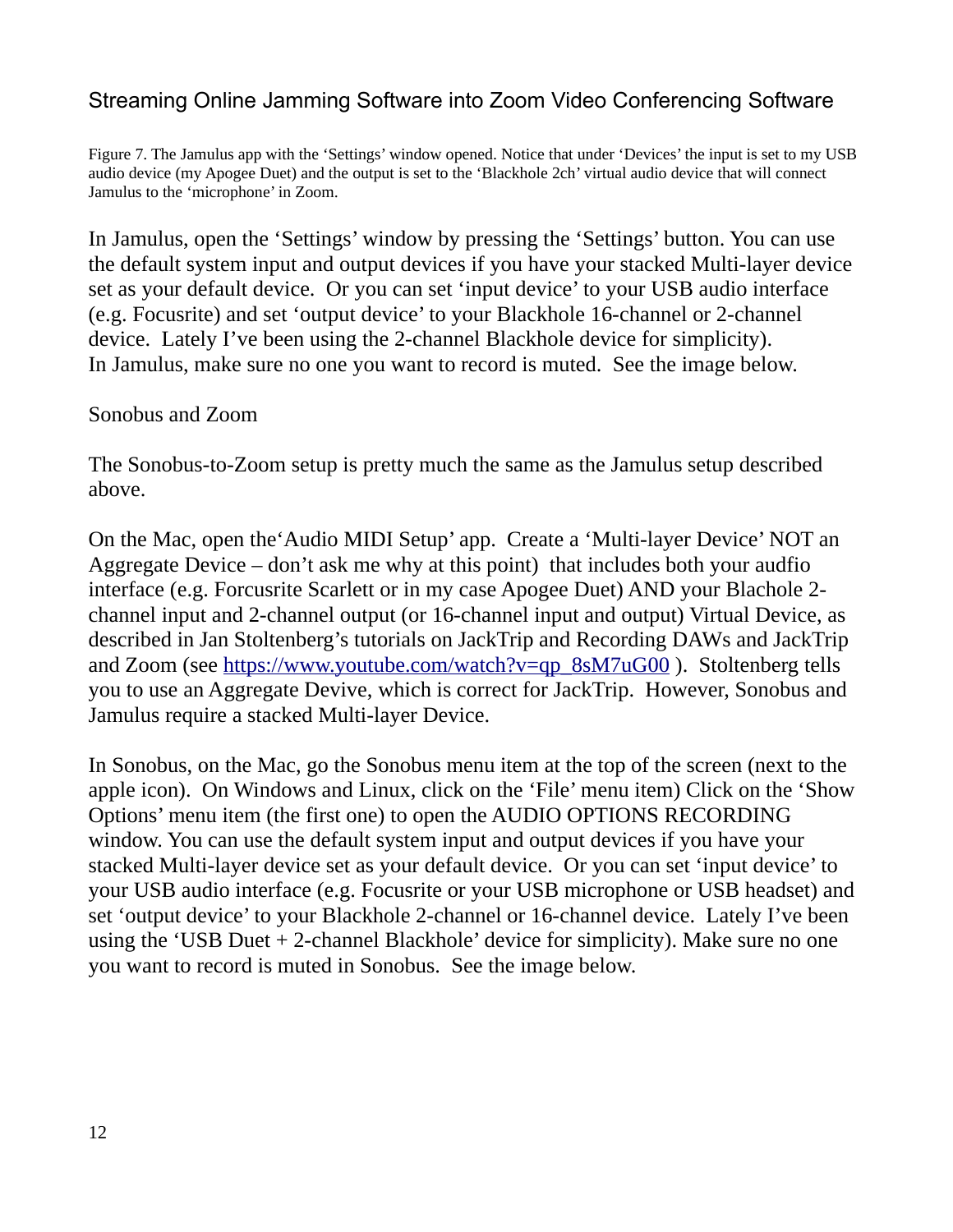## Streaming Online Jamming Software into Zoom Video Conferencing Software

Figure 7. The Jamulus app with the ‘Settings’ window opened. Notice that under ‘Devices’ the input is set to my USB audio device (my Apogee Duet) and the output is set to the ‘Blackhole 2ch’ virtual audio device that will connect Jamulus to the ‘microphone’ in Zoom.

In Jamulus, open the ‘Settings’ window by pressing the ‘Settings’ button. You can use the default system input and output devices if you have your stacked Multi-layer device set as your default device. Or you can set ‘input device’ to your USB audio interface (e.g. Focusrite) and set ‘output device’ to your Blackhole 16-channel or 2-channel device. Lately I’ve been using the 2-channel Blackhole device for simplicity).
In Jamulus, make sure no one you want to record is muted. See the image below.

Sonobus and Zoom

The Sonobus-to-Zoom setup is pretty much the same as the Jamulus setup described above.

On the Mac, open the‘Audio MIDI Setup’ app. Create a ‘Multi-layer Device’ NOT an Aggregate Device – don’t ask me why at this point) that includes both your audfio interface (e.g. Forcusrite Scarlett or in my case Apogee Duet) AND your Blachole 2-channel input and 2-channel output (or 16-channel input and output) Virtual Device, as described in Jan Stoltenberg’s tutorials on JackTrip and Recording DAWs and JackTrip and Zoom (see https://www.youtube.com/watch?v=qp_8sM7uG00 ). Stoltenberg tells you to use an Aggregate Devive, which is correct for JackTrip. However, Sonobus and Jamulus require a stacked Multi-layer Device.

In Sonobus, on the Mac, go the Sonobus menu item at the top of the screen (next to the apple icon). On Windows and Linux, click on the ‘File’ menu item) Click on the ‘Show Options’ menu item (the first one) to open the AUDIO OPTIONS RECORDING window. You can use the default system input and output devices if you have your stacked Multi-layer device set as your default device. Or you can set ‘input device’ to your USB audio interface (e.g. Focusrite or your USB microphone or USB headset) and set ‘output device’ to your Blackhole 2-channel or 16-channel device. Lately I’ve been using the ‘USB Duet + 2-channel Blackhole’ device for simplicity). Make sure no one you want to record is muted in Sonobus. See the image below.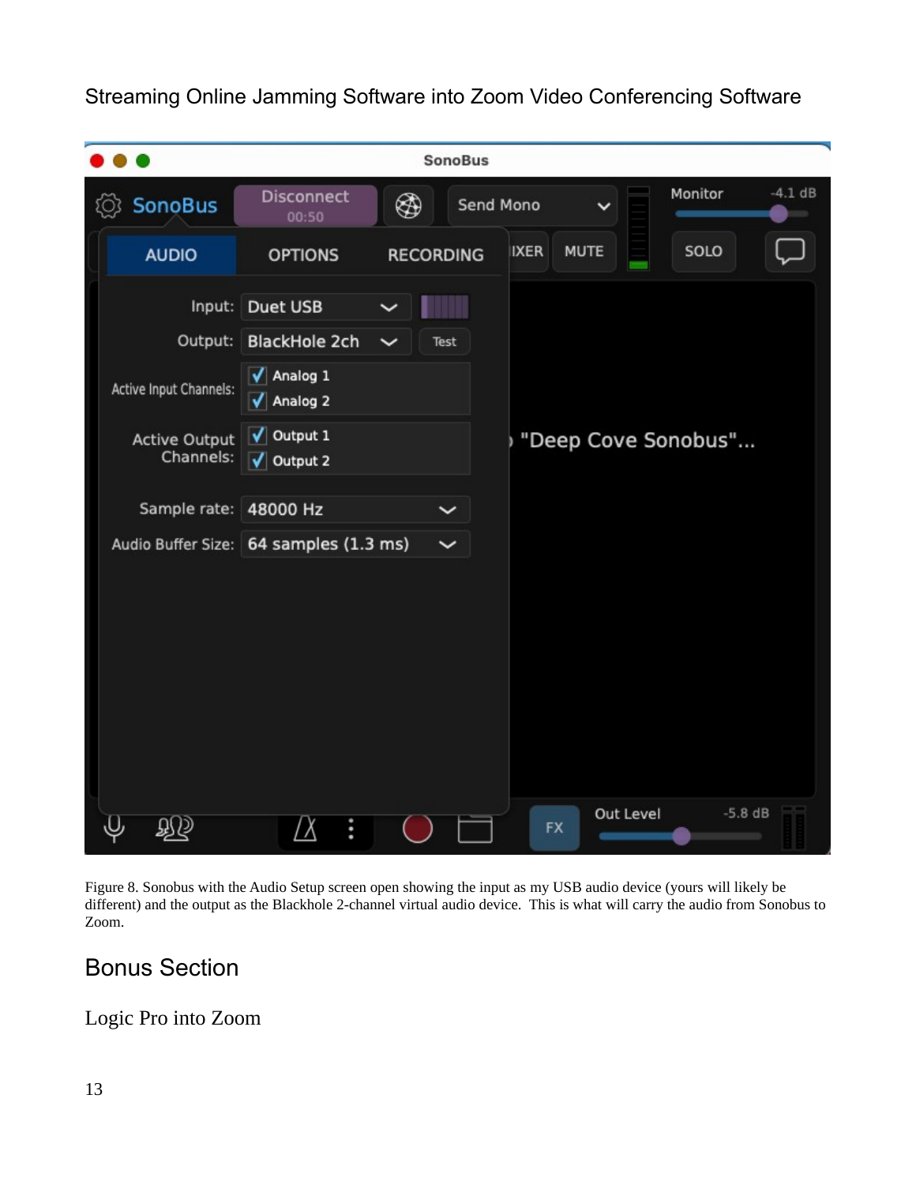Streaming Online Jamming Software into Zoom Video Conferencing Software

Figure 8. Sonobus with the Audio Setup screen open showing the input as my USB audio device (yours will likely be different) and the output as the Blackhole 2-channel virtual audio device. This is what will carry the audio from Sonobus to Zoom.

## Bonus Section

### Logic Pro into Zoom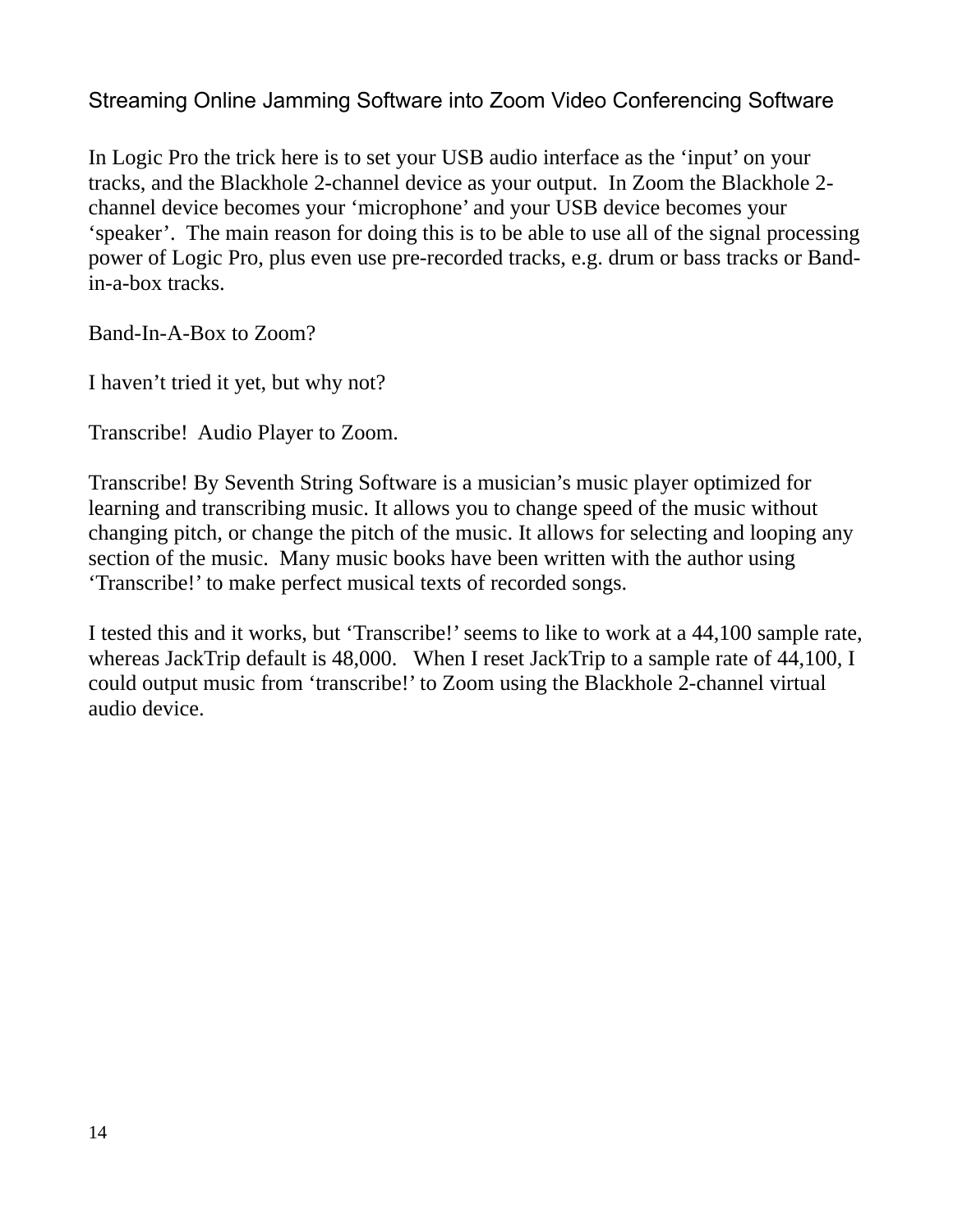## Streaming Online Jamming Software into Zoom Video Conferencing Software

In Logic Pro the trick here is to set your USB audio interface as the 'input' on your tracks, and the Blackhole 2-channel device as your output. In Zoom the Blackhole 2-channel device becomes your 'microphone' and your USB device becomes your 'speaker'. The main reason for doing this is to be able to use all of the signal processing power of Logic Pro, plus even use pre-recorded tracks, e.g. drum or bass tracks or Band-in-a-box tracks.

Band-In-A-Box to Zoom?

I haven't tried it yet, but why not?

Transcribe! Audio Player to Zoom.

Transcribe! By Seventh String Software is a musician's music player optimized for learning and transcribing music. It allows you to change speed of the music without changing pitch, or change the pitch of the music. It allows for selecting and looping any section of the music. Many music books have been written with the author using 'Transcribe!' to make perfect musical texts of recorded songs.

I tested this and it works, but 'Transcribe!' seems to like to work at a 44,100 sample rate, whereas JackTrip default is 48,000. When I reset JackTrip to a sample rate of 44,100, I could output music from 'transcribe!' to Zoom using the Blackhole 2-channel virtual audio device.